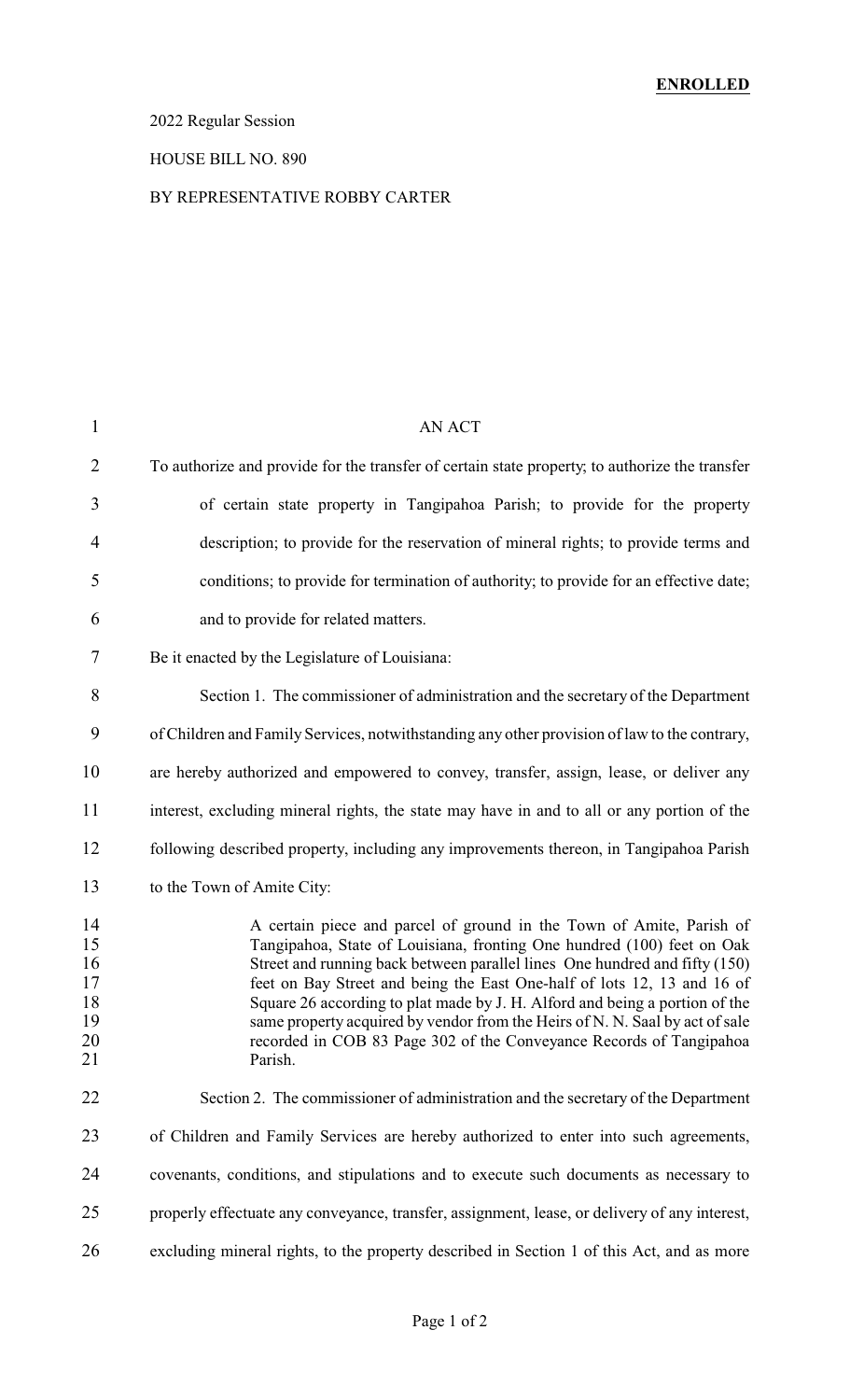**ENROLLED**

2022 Regular Session

HOUSE BILL NO. 890

BY REPRESENTATIVE ROBBY CARTER

AN ACT

To authorize and provide for the transfer of certain state property; to authorize the transfer of certain state property in Tangipahoa Parish; to provide for the property description; to provide for the reservation of mineral rights; to provide terms and conditions; to provide for termination of authority; to provide for an effective date; and to provide for related matters.

Be it enacted by the Legislature of Louisiana:

Section 1. The commissioner of administration and the secretary of the Department of Children and Family Services, notwithstanding any other provision of law to the contrary, are hereby authorized and empowered to convey, transfer, assign, lease, or deliver any interest, excluding mineral rights, the state may have in and to all or any portion of the following described property, including any improvements thereon, in Tangipahoa Parish to the Town of Amite City:

> A certain piece and parcel of ground in the Town of Amite, Parish of Tangipahoa, State of Louisiana, fronting One hundred (100) feet on Oak Street and running back between parallel lines One hundred and fifty (150) feet on Bay Street and being the East One-half of lots 12, 13 and 16 of Square 26 according to plat made by J. H. Alford and being a portion of the same property acquired by vendor from the Heirs of N. N. Saal by act of sale recorded in COB 83 Page 302 of the Conveyance Records of Tangipahoa Parish.

Section 2. The commissioner of administration and the secretary of the Department of Children and Family Services are hereby authorized to enter into such agreements, covenants, conditions, and stipulations and to execute such documents as necessary to properly effectuate any conveyance, transfer, assignment, lease, or delivery of any interest, excluding mineral rights, to the property described in Section 1 of this Act, and as more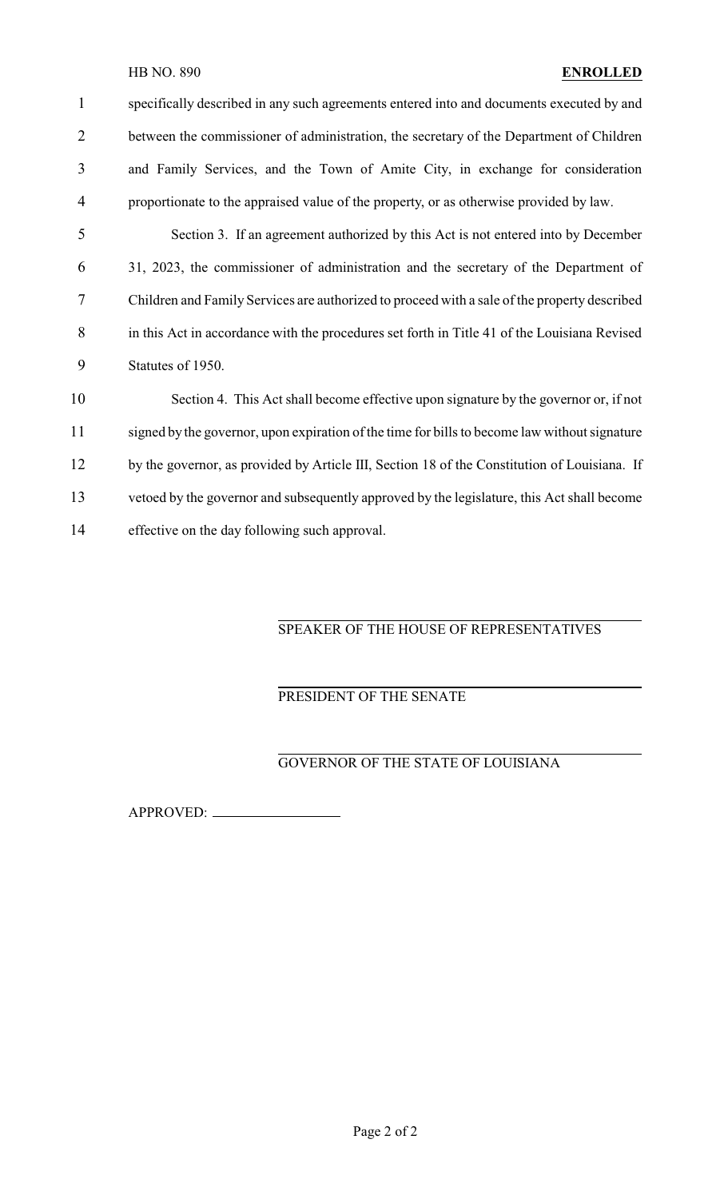specifically described in any such agreements entered into and documents executed by and between the commissioner of administration, the secretary of the Department of Children and Family Services, and the Town of Amite City, in exchange for consideration proportionate to the appraised value of the property, or as otherwise provided by law.

Section 3. If an agreement authorized by this Act is not entered into by December 31, 2023, the commissioner of administration and the secretary of the Department of Children and Family Services are authorized to proceed with a sale of the property described in this Act in accordance with the procedures set forth in Title 41 of the Louisiana Revised Statutes of 1950.

Section 4. This Act shall become effective upon signature by the governor or, if not signed by the governor, upon expiration of the time for bills to become law without signature by the governor, as provided by Article III, Section 18 of the Constitution of Louisiana. If vetoed by the governor and subsequently approved by the legislature, this Act shall become effective on the day following such approval.

SPEAKER OF THE HOUSE OF REPRESENTATIVES

PRESIDENT OF THE SENATE

GOVERNOR OF THE STATE OF LOUISIANA

APPROVED: ___________________